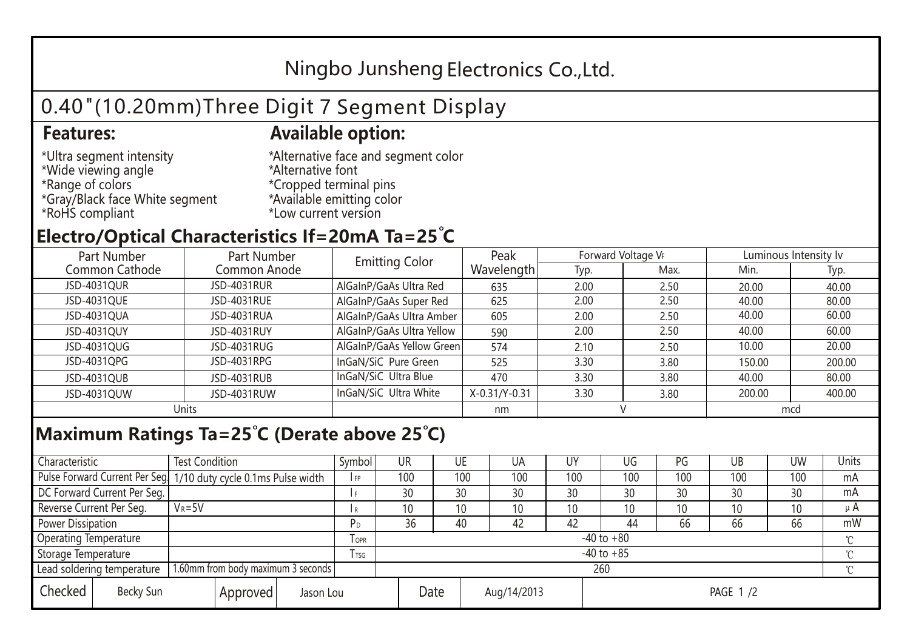# Ningbo Junsheng Electronics Co.,Ltd.

## 0.40"(10.20mm)Three Digit 7 Segment Display

### Features:

*Ultra segment intensity
*Wide viewing angle
*Range of colors
*Gray/Black face White segment
*RoHS compliant

### Available option:

*Alternative face and segment color
*Alternative font
*Cropped terminal pins
*Available emitting color
*Low current version

## Electro/Optical Characteristics If=20mA Ta=25°C

| Part Number Common Cathode | Part Number Common Anode | Emitting Color | Peak Wavelength | Forward Voltage $V_F$ | | Luminous Intensity Iv | |
|---|---|---|---|---|---|---|---|
| | | | | Typ. | Max. | Min. | Typ. |
| JSD-4031QUR | JSD-4031RUR | AlGaInP/GaAs Ultra Red | 635 | 2.00 | 2.50 | 20.00 | 40.00 |
| JSD-4031QUE | JSD-4031RUE | AlGaInP/GaAs Super Red | 625 | 2.00 | 2.50 | 40.00 | 80.00 |
| JSD-4031QUA | JSD-4031RUA | AlGaInP/GaAs Ultra Amber | 605 | 2.00 | 2.50 | 40.00 | 60.00 |
| JSD-4031QUY | JSD-4031RUY | AlGaInP/GaAs Ultra Yellow | 590 | 2.00 | 2.50 | 40.00 | 60.00 |
| JSD-4031QUG | JSD-4031RUG | AlGaInP/GaAs Yellow Green | 574 | 2.10 | 2.50 | 10.00 | 20.00 |
| JSD-4031QPG | JSD-4031RPG | InGaN/SiC Pure Green | 525 | 3.30 | 3.80 | 150.00 | 200.00 |
| JSD-4031QUB | JSD-4031RUB | InGaN/SiC Ultra Blue | 470 | 3.30 | 3.80 | 40.00 | 80.00 |
| JSD-4031QUW | JSD-4031RUW | InGaN/SiC Ultra White | X-0.31/Y-0.31 | 3.30 | 3.80 | 200.00 | 400.00 |
| Units | | | nm | V | | mcd | |

## Maximum Ratings Ta=25°C (Derate above 25°C)

| Characteristic | Test Condition | Symbol | UR | UE | UA | UY | UG | PG | UB | UW | Units |
|---|---|---|---|---|---|---|---|---|---|---|---|
| Pulse Forward Current Per Seg. | 1/10 duty cycle 0.1ms Pulse width | $I_{FP}$ | 100 | 100 | 100 | 100 | 100 | 100 | 100 | 100 | mA |
| DC Forward Current Per Seg. | | $I_F$ | 30 | 30 | 30 | 30 | 30 | 30 | 30 | 30 | mA |
| Reverse Current Per Seg. | $V_R$=5V | $I_R$ | 10 | 10 | 10 | 10 | 10 | 10 | 10 | 10 | μA |
| Power Dissipation | | $P_D$ | 36 | 40 | 42 | 42 | 44 | 66 | 66 | 66 | mW |
| Operating Temperature | | $T_{OPR}$ | -40 to +80 | | | | | | | | ℃ |
| Storage Temperature | | $T_{TSG}$ | -40 to +85 | | | | | | | | ℃ |
| Lead soldering temperature | 1.60mm from body maximum 3 seconds | | 260 | | | | | | | | ℃ |

| Checked | Becky Sun | Approved | Jason Lou | Date | Aug/14/2013 | PAGE 1 /2 |
|---|---|---|---|---|---|---|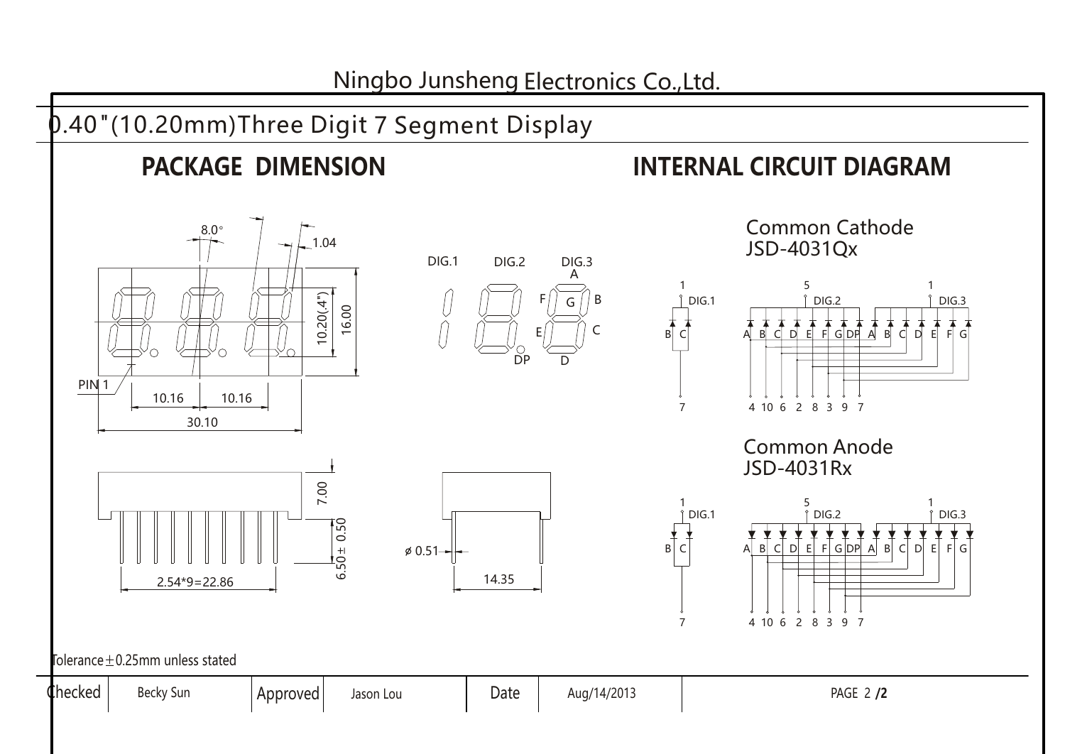Ningbo Junsheng Electronics Co.,Ltd.

0.40"(10.20mm)Three Digit 7 Segment Display

## PACKAGE DIMENSION

8.0°
1.04
10.20(.4")
16.00
PIN 1
10.16
10.16
30.10

DIG.1
DIG.2
DIG.3
A
B
C
D
E
F
G
DP

7.00
6.50± 0.50
2.54*9=22.86
ø 0.51
14.35

## INTERNAL CIRCUIT DIAGRAM

Common Cathode
JSD-4031Qx

1 DIG.1
B C
7

5 DIG.2
1 DIG.3
A B C D E F G DP A B C D E F G
4 10 6 2 8 3 9 7

Common Anode
JSD-4031Rx

1 DIG.1
B C
7

5 DIG.2
1 DIG.3
A B C D E F G DP A B C D E F G
4 10 6 2 8 3 9 7

Tolerance±0.25mm unless stated

| Checked | Becky Sun | Approved | Jason Lou | Date | Aug/14/2013 |
|---|---|---|---|---|---|